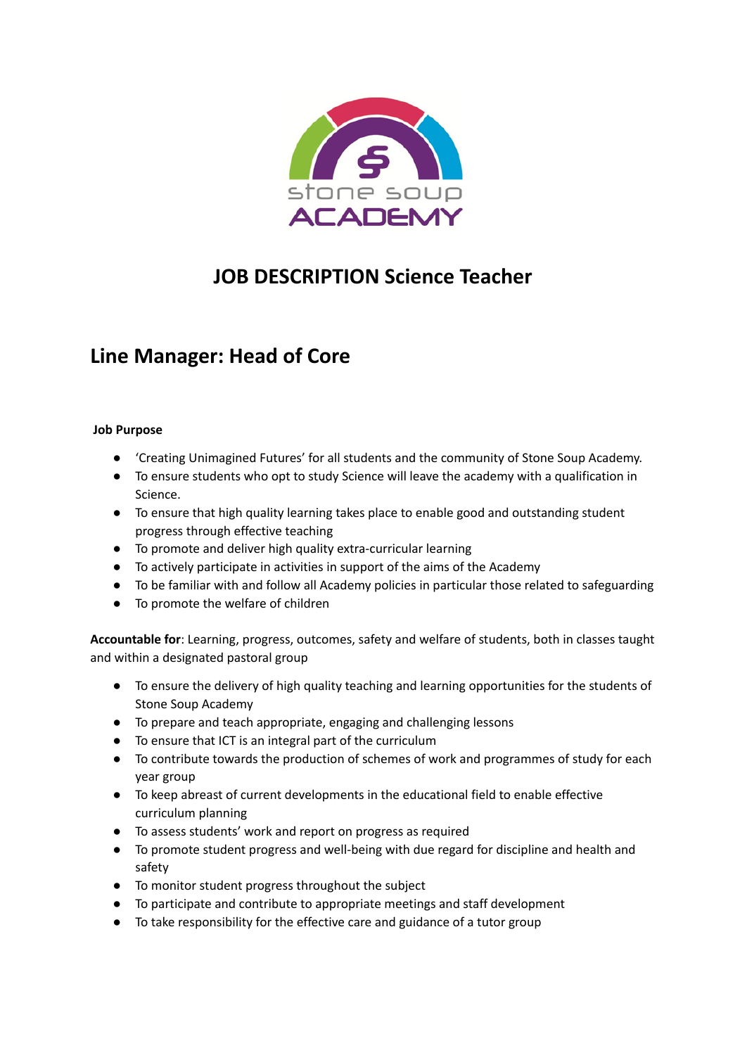# JOB DESCRIPTION Science Teacher

## Line Manager: Head of Core

**Job Purpose**

- 'Creating Unimagined Futures' for all students and the community of Stone Soup Academy.
- To ensure students who opt to study Science will leave the academy with a qualification in Science.
- To ensure that high quality learning takes place to enable good and outstanding student progress through effective teaching
- To promote and deliver high quality extra-curricular learning
- To actively participate in activities in support of the aims of the Academy
- To be familiar with and follow all Academy policies in particular those related to safeguarding
- To promote the welfare of children

**Accountable for**: Learning, progress, outcomes, safety and welfare of students, both in classes taught and within a designated pastoral group

- To ensure the delivery of high quality teaching and learning opportunities for the students of Stone Soup Academy
- To prepare and teach appropriate, engaging and challenging lessons
- To ensure that ICT is an integral part of the curriculum
- To contribute towards the production of schemes of work and programmes of study for each year group
- To keep abreast of current developments in the educational field to enable effective curriculum planning
- To assess students' work and report on progress as required
- To promote student progress and well-being with due regard for discipline and health and safety
- To monitor student progress throughout the subject
- To participate and contribute to appropriate meetings and staff development
- To take responsibility for the effective care and guidance of a tutor group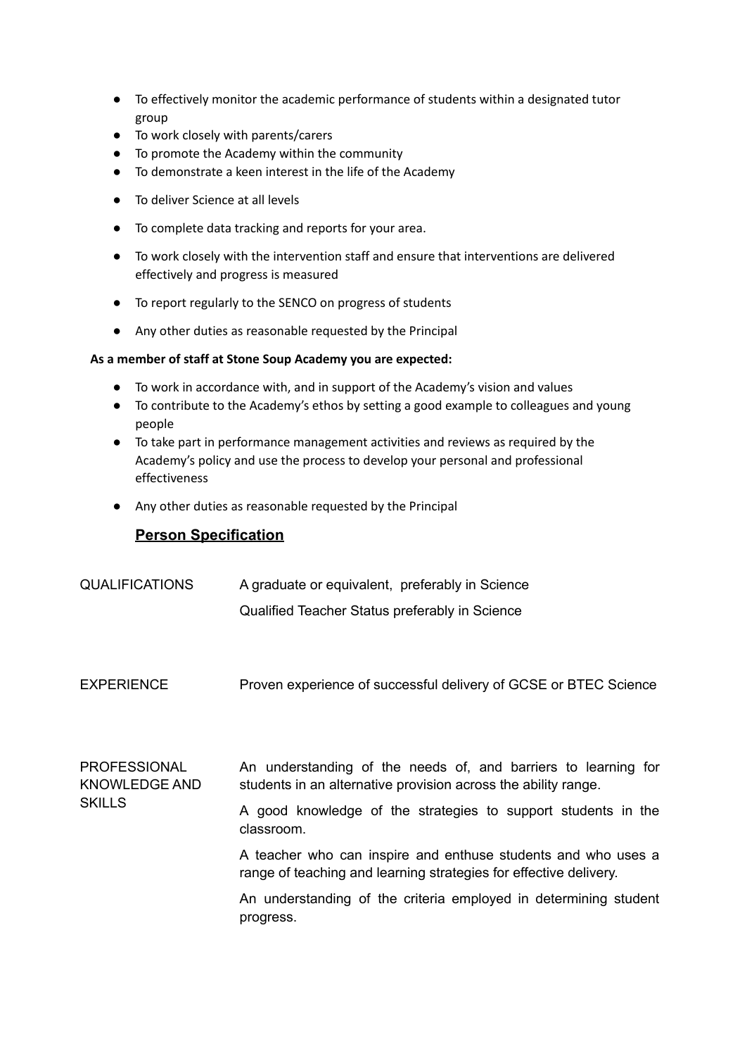- To effectively monitor the academic performance of students within a designated tutor group
- To work closely with parents/carers
- To promote the Academy within the community
- To demonstrate a keen interest in the life of the Academy
- To deliver Science at all levels
- To complete data tracking and reports for your area.
- To work closely with the intervention staff and ensure that interventions are delivered effectively and progress is measured
- To report regularly to the SENCO on progress of students
- Any other duties as reasonable requested by the Principal

**As a member of staff at Stone Soup Academy you are expected:**

- To work in accordance with, and in support of the Academy's vision and values
- To contribute to the Academy's ethos by setting a good example to colleagues and young people
- To take part in performance management activities and reviews as required by the Academy's policy and use the process to develop your personal and professional effectiveness
- Any other duties as reasonable requested by the Principal

## Person Specification

| | |
|---|---|
| QUALIFICATIONS | A graduate or equivalent, preferably in Science<br>Qualified Teacher Status preferably in Science |
| EXPERIENCE | Proven experience of successful delivery of GCSE or BTEC Science |
| PROFESSIONAL KNOWLEDGE AND SKILLS | An understanding of the needs of, and barriers to learning for students in an alternative provision across the ability range.<br>A good knowledge of the strategies to support students in the classroom.<br>A teacher who can inspire and enthuse students and who uses a range of teaching and learning strategies for effective delivery.<br>An understanding of the criteria employed in determining student progress. |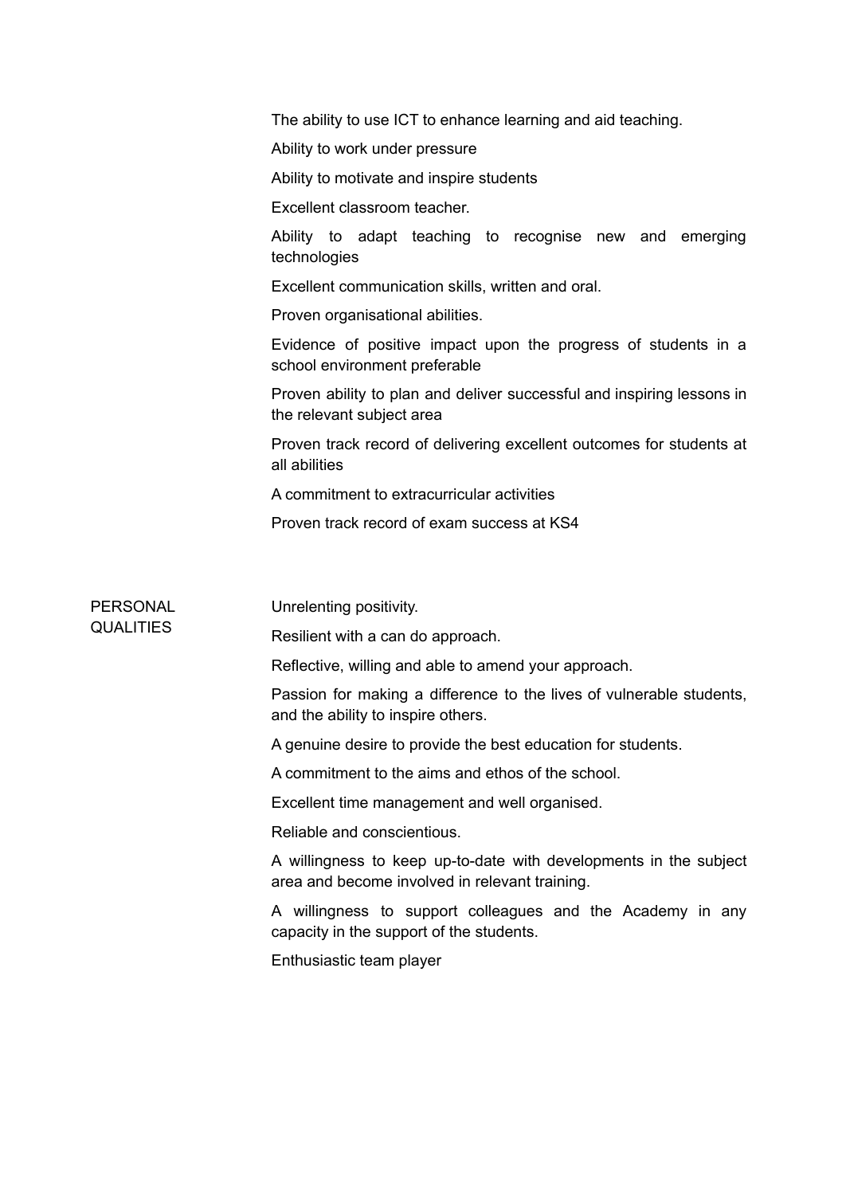The ability to use ICT to enhance learning and aid teaching.

Ability to work under pressure

Ability to motivate and inspire students

Excellent classroom teacher.

Ability to adapt teaching to recognise new and emerging technologies

Excellent communication skills, written and oral.

Proven organisational abilities.

Evidence of positive impact upon the progress of students in a school environment preferable

Proven ability to plan and deliver successful and inspiring lessons in the relevant subject area

Proven track record of delivering excellent outcomes for students at all abilities

A commitment to extracurricular activities

Proven track record of exam success at KS4

| | |
|---|---|
| PERSONAL QUALITIES | Unrelenting positivity.<br>Resilient with a can do approach.<br>Reflective, willing and able to amend your approach.<br>Passion for making a difference to the lives of vulnerable students, and the ability to inspire others.<br>A genuine desire to provide the best education for students.<br>A commitment to the aims and ethos of the school.<br>Excellent time management and well organised.<br>Reliable and conscientious.<br>A willingness to keep up-to-date with developments in the subject area and become involved in relevant training.<br>A willingness to support colleagues and the Academy in any capacity in the support of the students.<br>Enthusiastic team player |